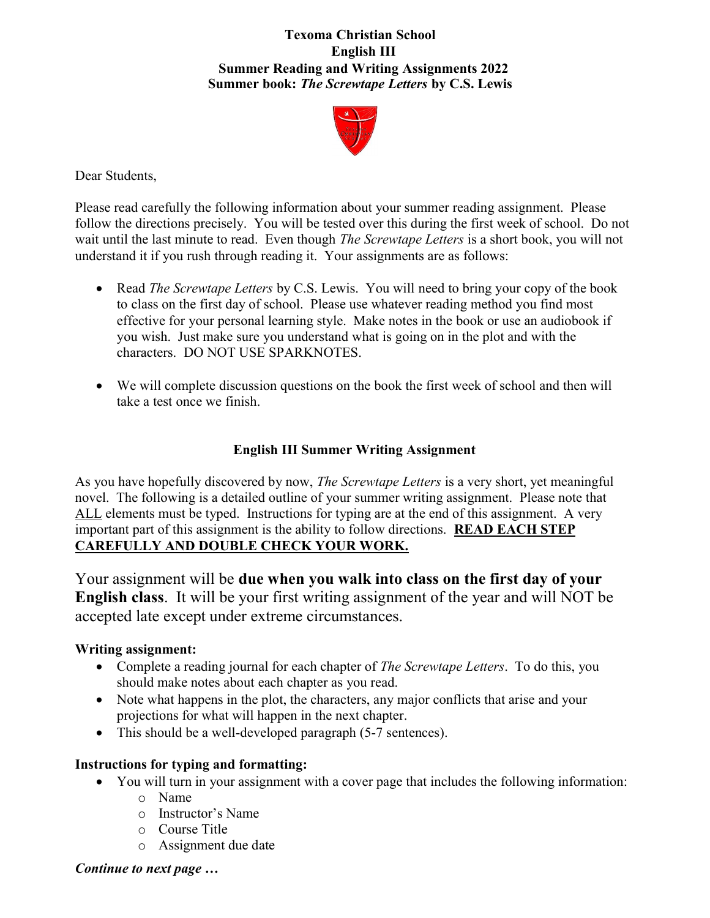**Texoma Christian School**
**English III**
**Summer Reading and Writing Assignments 2022**
**Summer book: *The Screwtape Letters* by C.S. Lewis**

Dear Students,

Please read carefully the following information about your summer reading assignment. Please follow the directions precisely. You will be tested over this during the first week of school. Do not wait until the last minute to read. Even though *The Screwtape Letters* is a short book, you will not understand it if you rush through reading it. Your assignments are as follows:

- Read *The Screwtape Letters* by C.S. Lewis. You will need to bring your copy of the book to class on the first day of school. Please use whatever reading method you find most effective for your personal learning style. Make notes in the book or use an audiobook if you wish. Just make sure you understand what is going on in the plot and with the characters. DO NOT USE SPARKNOTES.

- We will complete discussion questions on the book the first week of school and then will take a test once we finish.

## English III Summer Writing Assignment

As you have hopefully discovered by now, *The Screwtape Letters* is a very short, yet meaningful novel. The following is a detailed outline of your summer writing assignment. Please note that ALL elements must be typed. Instructions for typing are at the end of this assignment. A very important part of this assignment is the ability to follow directions. **READ EACH STEP CAREFULLY AND DOUBLE CHECK YOUR WORK.**

Your assignment will be **due when you walk into class on the first day of your English class**. It will be your first writing assignment of the year and will NOT be accepted late except under extreme circumstances.

**Writing assignment:**

- Complete a reading journal for each chapter of *The Screwtape Letters*. To do this, you should make notes about each chapter as you read.
- Note what happens in the plot, the characters, any major conflicts that arise and your projections for what will happen in the next chapter.
- This should be a well-developed paragraph (5-7 sentences).

**Instructions for typing and formatting:**

- You will turn in your assignment with a cover page that includes the following information:
  - Name
  - Instructor's Name
  - Course Title
  - Assignment due date

***Continue to next page …***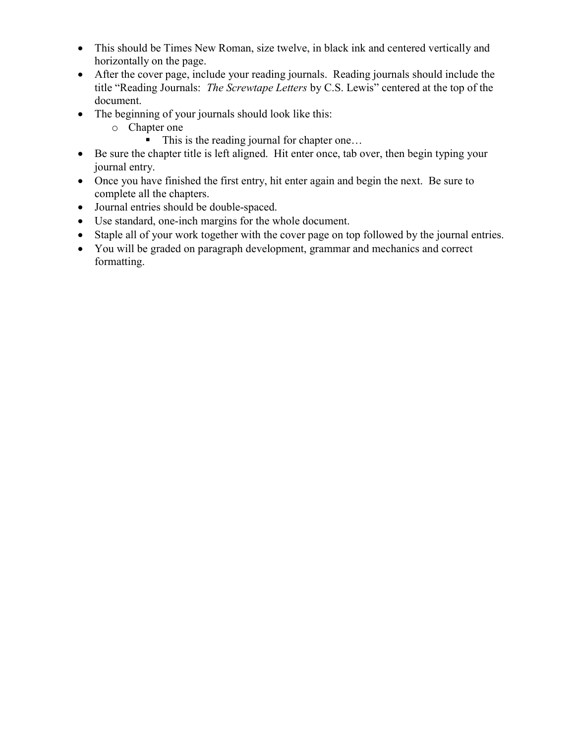- This should be Times New Roman, size twelve, in black ink and centered vertically and horizontally on the page.
- After the cover page, include your reading journals. Reading journals should include the title "Reading Journals: *The Screwtape Letters* by C.S. Lewis" centered at the top of the document.
- The beginning of your journals should look like this:
    - Chapter one
        - This is the reading journal for chapter one…
- Be sure the chapter title is left aligned. Hit enter once, tab over, then begin typing your journal entry.
- Once you have finished the first entry, hit enter again and begin the next. Be sure to complete all the chapters.
- Journal entries should be double-spaced.
- Use standard, one-inch margins for the whole document.
- Staple all of your work together with the cover page on top followed by the journal entries.
- You will be graded on paragraph development, grammar and mechanics and correct formatting.